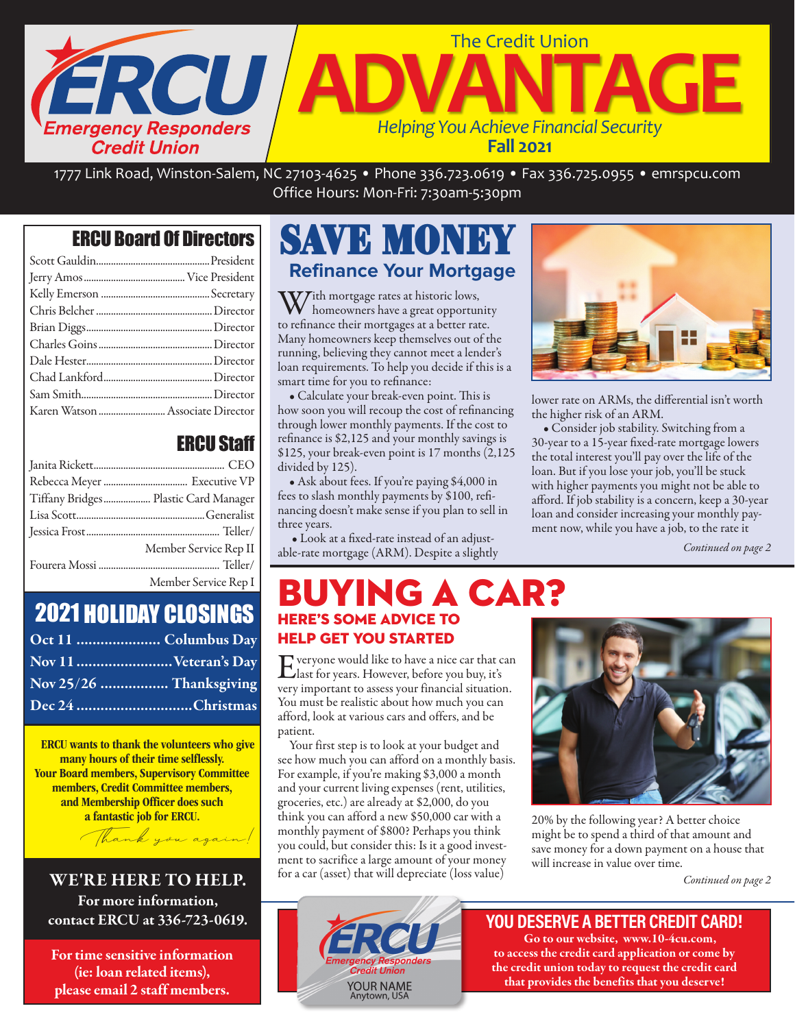# The Credit Union ADVANTAGE

ERCU Emergency Responders Credit Union

*Helping You Achieve Financial Security*

**Fall 2021**

1777 Link Road, Winston-Salem, NC 27103-4625 • Phone 336.723.0619 • Fax 336.725.0955 • emrspcu.com
Office Hours: Mon-Fri: 7:30am-5:30pm

## ERCU Board Of Directors

| Name | Title |
|---|---|
| Scott Gauldin | President |
| Jerry Amos | Vice President |
| Kelly Emerson | Secretary |
| Chris Belcher | Director |
| Brian Diggs | Director |
| Charles Goins | Director |
| Dale Hester | Director |
| Chad Lankford | Director |
| Sam Smith | Director |
| Karen Watson | Associate Director |

## ERCU Staff

| Name | Title |
|---|---|
| Janita Rickett | CEO |
| Rebecca Meyer | Executive VP |
| Tiffany Bridges | Plastic Card Manager |
| Lisa Scott | Generalist |
| Jessica Frost | Teller/ Member Service Rep II |
| Fourera Mossi | Teller/ Member Service Rep I |

## 2021 HOLIDAY CLOSINGS

| Date | Holiday |
|---|---|
| Oct 11 | Columbus Day |
| Nov 11 | Veteran's Day |
| Nov 25/26 | Thanksgiving |
| Dec 24 | Christmas |

**ERCU wants to thank the volunteers who give many hours of their time selflessly. Your Board members, Supervisory Committee members, Credit Committee members, and Membership Officer does such a fantastic job for ERCU.**

*Thank you again!*

**WE'RE HERE TO HELP.**
**For more information, contact ERCU at 336-723-0619.**

**For time sensitive information (ie: loan related items), please email 2 staff members.**

# SAVE MONEY

## Refinance Your Mortgage

With mortgage rates at historic lows, homeowners have a great opportunity to refinance their mortgages at a better rate. Many homeowners keep themselves out of the running, believing they cannot meet a lender's loan requirements. To help you decide if this is a smart time for you to refinance:

- Calculate your break-even point. This is how soon you will recoup the cost of refinancing through lower monthly payments. If the cost to refinance is $2,125 and your monthly savings is $125, your break-even point is 17 months (2,125 divided by 125).
- Ask about fees. If you're paying $4,000 in fees to slash monthly payments by $100, refinancing doesn't make sense if you plan to sell in three years.
- Look at a fixed-rate instead of an adjustable-rate mortgage (ARM). Despite a slightly lower rate on ARMs, the differential isn't worth the higher risk of an ARM.
- Consider job stability. Switching from a 30-year to a 15-year fixed-rate mortgage lowers the total interest you'll pay over the life of the loan. But if you lose your job, you'll be stuck with higher payments you might not be able to afford. If job stability is a concern, keep a 30-year loan and consider increasing your monthly payment now, while you have a job, to the rate it

*Continued on page 2*

# BUYING A CAR?

## HERE'S SOME ADVICE TO HELP GET YOU STARTED

Everyone would like to have a nice car that can last for years. However, before you buy, it's very important to assess your financial situation. You must be realistic about how much you can afford, look at various cars and offers, and be patient.

Your first step is to look at your budget and see how much you can afford on a monthly basis. For example, if you're making $3,000 a month and your current living expenses (rent, utilities, groceries, etc.) are already at $2,000, do you think you can afford a new $50,000 car with a monthly payment of $800? Perhaps you think you could, but consider this: Is it a good investment to sacrifice a large amount of your money for a car (asset) that will depreciate (loss value) 20% by the following year? A better choice might be to spend a third of that amount and save money for a down payment on a house that will increase in value over time.

*Continued on page 2*

## YOU DESERVE A BETTER CREDIT CARD!

**Go to our website, www.10-4cu.com, to access the credit card application or come by the credit union today to request the credit card that provides the benefits that you deserve!**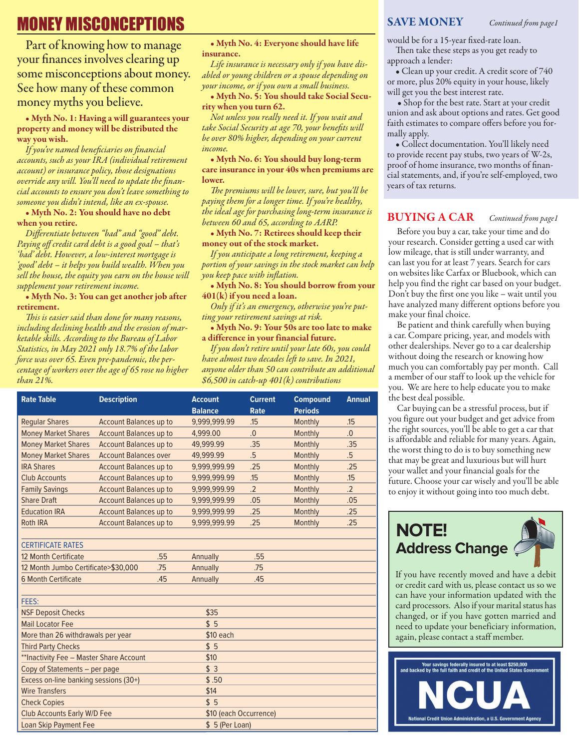# MONEY MISCONCEPTIONS

Part of knowing how to manage your finances involves clearing up some misconceptions about money. See how many of these common money myths you believe.

**• Myth No. 1: Having a will guarantees your property and money will be distributed the way you wish.**

*If you've named beneficiaries on financial accounts, such as your IRA (individual retirement account) or insurance policy, those designations override any will. You'll need to update the financial accounts to ensure you don't leave something to someone you didn't intend, like an ex-spouse.*

**• Myth No. 2: You should have no debt when you retire.**

*Differentiate between "bad" and "good" debt. Paying off credit card debt is a good goal – that's 'bad' debt. However, a low-interest mortgage is 'good' debt – it helps you build wealth. When you sell the house, the equity you earn on the house will supplement your retirement income.*

**• Myth No. 3: You can get another job after retirement.**

*This is easier said than done for many reasons, including declining health and the erosion of marketable skills. According to the Bureau of Labor Statistics, in May 2021 only 18.7% of the labor force was over 65. Even pre-pandemic, the percentage of workers over the age of 65 rose no higher than 21%.*

**• Myth No. 4: Everyone should have life insurance.**

*Life insurance is necessary only if you have disabled or young children or a spouse depending on your income, or if you own a small business.*

**• Myth No. 5: You should take Social Security when you turn 62.**

*Not unless you really need it. If you wait and take Social Security at age 70, your benefits will be over 80% higher, depending on your current income.*

**• Myth No. 6: You should buy long-term care insurance in your 40s when premiums are lower.**

*The premiums will be lower, sure, but you'll be paying them for a longer time. If you're healthy, the ideal age for purchasing long-term insurance is between 60 and 65, according to AARP.*

**• Myth No. 7: Retirees should keep their money out of the stock market.**

*If you anticipate a long retirement, keeping a portion of your savings in the stock market can help you keep pace with inflation.*

**• Myth No. 8: You should borrow from your 401(k) if you need a loan.**

*Only if it's an emergency, otherwise you're putting your retirement savings at risk.*

**• Myth No. 9: Your 50s are too late to make a difference in your financial future.**

*If you don't retire until your late 60s, you could have almost two decades left to save. In 2021, anyone older than 50 can contribute an additional $6,500 in catch-up 401(k) contributions*

| Rate Table | Description | Account Balance | Current Rate | Compound Periods | Annual |
|---|---|---|---|---|---|
| Regular Shares | Account Balances up to | 9,999,999.99 | .15 | Monthly | .15 |
| Money Market Shares | Account Balances up to | 4,999.00 | .0 | Monthly | .0 |
| Money Market Shares | Account Balances up to | 49,999.99 | .35 | Monthly | .35 |
| Money Market Shares | Account Balances over | 49,999.99 | .5 | Monthly | .5 |
| IRA Shares | Account Balances up to | 9,999,999.99 | .25 | Monthly | .25 |
| Club Accounts | Account Balances up to | 9,999,999.99 | .15 | Monthly | .15 |
| Family Savings | Account Balances up to | 9,999,999.99 | .2 | Monthly | .2 |
| Share Draft | Account Balances up to | 9,999,999.99 | .05 | Monthly | .05 |
| Education IRA | Account Balances up to | 9,999,999.99 | .25 | Monthly | .25 |
| Roth IRA | Account Balances up to | 9,999,999.99 | .25 | Monthly | .25 |

| CERTIFICATE RATES | | | |
|---|---|---|---|
| 12 Month Certificate | .55 | Annually | .55 |
| 12 Month Jumbo Certificate>$30,000 | .75 | Annually | .75 |
| 6 Month Certificate | .45 | Annually | .45 |

| FEES: | |
|---|---|
| NSF Deposit Checks | $35 |
| Mail Locator Fee | $ 5 |
| More than 26 withdrawals per year | $10 each |
| Third Party Checks | $ 5 |
| **Inactivity Fee – Master Share Account | $10 |
| Copy of Statements – per page | $ 3 |
| Excess on-line banking sessions (30+) | $ .50 |
| Wire Transfers | $14 |
| Check Copies | $ 5 |
| Club Accounts Early W/D Fee | $10 (each Occurrence) |
| Loan Skip Payment Fee | $ 5 (Per Loan) |

## SAVE MONEY *Continued from page1*

would be for a 15-year fixed-rate loan.

Then take these steps as you get ready to approach a lender:

• Clean up your credit. A credit score of 740 or more, plus 20% equity in your house, likely will get you the best interest rate.

• Shop for the best rate. Start at your credit union and ask about options and rates. Get good faith estimates to compare offers before you formally apply.

• Collect documentation. You'll likely need to provide recent pay stubs, two years of W-2s, proof of home insurance, two months of financial statements, and, if you're self-employed, two years of tax returns.

## BUYING A CAR *Continued from page1*

Before you buy a car, take your time and do your research. Consider getting a used car with low mileage, that is still under warranty, and can last you for at least 7 years. Search for cars on websites like Carfax or Bluebook, which can help you find the right car based on your budget. Don't buy the first one you like – wait until you have analyzed many different options before you make your final choice.

Be patient and think carefully when buying a car. Compare pricing, year, and models with other dealerships. Never go to a car dealership without doing the research or knowing how much you can comfortably pay per month. Call a member of our staff to look up the vehicle for you. We are here to help educate you to make the best deal possible.

Car buying can be a stressful process, but if you figure out your budget and get advice from the right sources, you'll be able to get a car that is affordable and reliable for many years. Again, the worst thing to do is to buy something new that may be great and luxurious but will hurt your wallet and your financial goals for the future. Choose your car wisely and you'll be able to enjoy it without going into too much debt.

## NOTE! Address Change

If you have recently moved and have a debit or credit card with us, please contact us so we can have your information updated with the card processors. Also if your marital status has changed, or if you have gotten married and need to update your beneficiary information, again, please contact a staff member.

Your savings federally insured to at least $250,000 and backed by the full faith and credit of the United States Government

NCUA

National Credit Union Administration, a U.S. Government Agency